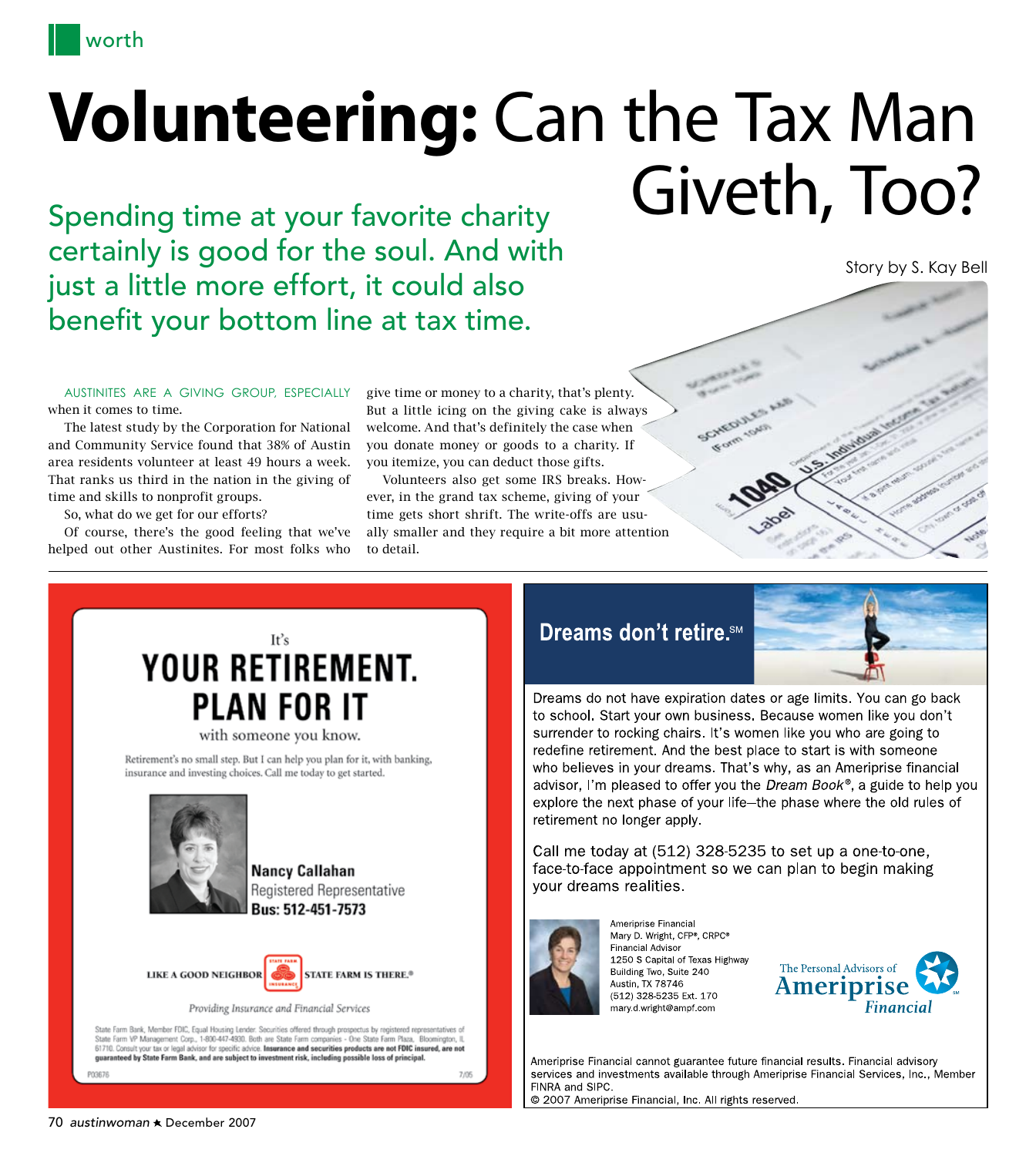# **Volunteering:** Can the Tax Man Giveth, Too?

## Spending time at your favorite charity certainly is good for the soul. And with just a little more effort, it could also benefit your bottom line at tax time.

Story by S. Kay Bell

AUSTINITES ARE A GIVING GROUP, ESPECIALLY when it comes to time.

The latest study by the Corporation for National and Community Service found that 38% of Austin area residents volunteer at least 49 hours a week. That ranks us third in the nation in the giving of time and skills to nonprofit groups.

So, what do we get for our efforts?

Of course, there's the good feeling that we've helped out other Austinites. For most folks who give time or money to a charity, that's plenty. But a little icing on the giving cake is always welcome. And that's definitely the case when you donate money or goods to a charity. If you itemize, you can deduct those gifts.

Volunteers also get some IRS breaks. However, in the grand tax scheme, giving of your time gets short shrift. The write-offs are usually smaller and they require a bit more attention to detail.

---

It's

**YOUR RETIREMENT. PLAN FOR IT**

with someone you know.

Retirement's no small step. But I can help you plan for it, with banking, insurance and investing choices. Call me today to get started.

**Nancy Callahan**
Registered Representative
**Bus: 512-451-7573**

LIKE A GOOD NEIGHBOR STATE FARM IS THERE.®

*Providing Insurance and Financial Services*

State Farm Bank, Member FDIC, Equal Housing Lender. Securities offered through prospectus by registered representatives of State Farm VP Management Corp., 1-800-447-4930. Both are State Farm companies - One State Farm Plaza, Bloomington, IL 61710. Consult your tax or legal advisor for specific advice. **Insurance and securities products are not FDIC insured, are not guaranteed by State Farm Bank, and are subject to investment risk, including possible loss of principal.**

P03676 7/05

---

**Dreams don't retire.**℠

Dreams do not have expiration dates or age limits. You can go back to school. Start your own business. Because women like you don't surrender to rocking chairs. It's women like you who are going to redefine retirement. And the best place to start is with someone who believes in your dreams. That's why, as an Ameriprise financial advisor, I'm pleased to offer you the *Dream Book®*, a guide to help you explore the next phase of your life—the phase where the old rules of retirement no longer apply.

Call me today at (512) 328-5235 to set up a one-to-one, face-to-face appointment so we can plan to begin making your dreams realities.

Ameriprise Financial
Mary D. Wright, CFP®, CRPC®
Financial Advisor
1250 S Capital of Texas Highway
Building Two, Suite 240
Austin, TX 78746
(512) 328-5235 Ext. 170
mary.d.wright@ampf.com

The Personal Advisors of Ameriprise Financial

Ameriprise Financial cannot guarantee future financial results. Financial advisory services and investments available through Ameriprise Financial Services, Inc., Member FINRA and SIPC.
© 2007 Ameriprise Financial, Inc. All rights reserved.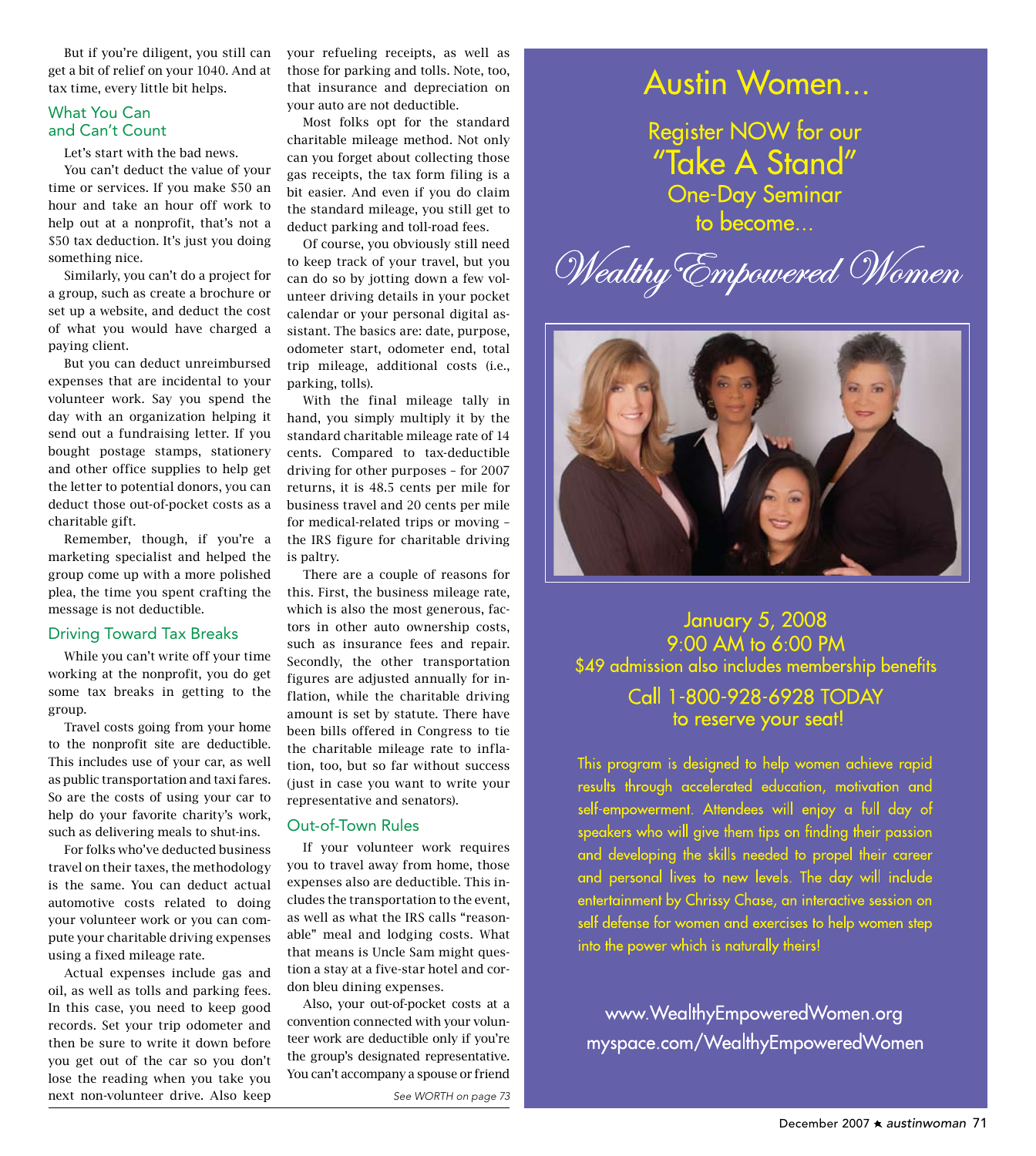But if you're diligent, you still can get a bit of relief on your 1040. And at tax time, every little bit helps.

### What You Can and Can't Count

Let's start with the bad news.

You can't deduct the value of your time or services. If you make $50 an hour and take an hour off work to help out at a nonprofit, that's not a $50 tax deduction. It's just you doing something nice.

Similarly, you can't do a project for a group, such as create a brochure or set up a website, and deduct the cost of what you would have charged a paying client.

But you can deduct unreimbursed expenses that are incidental to your volunteer work. Say you spend the day with an organization helping it send out a fundraising letter. If you bought postage stamps, stationery and other office supplies to help get the letter to potential donors, you can deduct those out-of-pocket costs as a charitable gift.

Remember, though, if you're a marketing specialist and helped the group come up with a more polished plea, the time you spent crafting the message is not deductible.

### Driving Toward Tax Breaks

While you can't write off your time working at the nonprofit, you do get some tax breaks in getting to the group.

Travel costs going from your home to the nonprofit site are deductible. This includes use of your car, as well as public transportation and taxi fares. So are the costs of using your car to help do your favorite charity's work, such as delivering meals to shut-ins.

For folks who've deducted business travel on their taxes, the methodology is the same. You can deduct actual automotive costs related to doing your volunteer work or you can compute your charitable driving expenses using a fixed mileage rate.

Actual expenses include gas and oil, as well as tolls and parking fees. In this case, you need to keep good records. Set your trip odometer and then be sure to write it down before you get out of the car so you don't lose the reading when you take you next non-volunteer drive. Also keep your refueling receipts, as well as those for parking and tolls. Note, too, that insurance and depreciation on your auto are not deductible.

Most folks opt for the standard charitable mileage method. Not only can you forget about collecting those gas receipts, the tax form filing is a bit easier. And even if you do claim the standard mileage, you still get to deduct parking and toll-road fees.

Of course, you obviously still need to keep track of your travel, but you can do so by jotting down a few volunteer driving details in your pocket calendar or your personal digital assistant. The basics are: date, purpose, odometer start, odometer end, total trip mileage, additional costs (i.e., parking, tolls).

With the final mileage tally in hand, you simply multiply it by the standard charitable mileage rate of 14 cents. Compared to tax-deductible driving for other purposes – for 2007 returns, it is 48.5 cents per mile for business travel and 20 cents per mile for medical-related trips or moving – the IRS figure for charitable driving is paltry.

There are a couple of reasons for this. First, the business mileage rate, which is also the most generous, factors in other auto ownership costs, such as insurance fees and repair. Secondly, the other transportation figures are adjusted annually for inflation, while the charitable driving amount is set by statute. There have been bills offered in Congress to tie the charitable mileage rate to inflation, too, but so far without success (just in case you want to write your representative and senators).

### Out-of-Town Rules

If your volunteer work requires you to travel away from home, those expenses also are deductible. This includes the transportation to the event, as well as what the IRS calls "reasonable" meal and lodging costs. What that means is Uncle Sam might question a stay at a five-star hotel and cordon bleu dining expenses.

Also, your out-of-pocket costs at a convention connected with your volunteer work are deductible only if you're the group's designated representative. You can't accompany a spouse or friend

*See WORTH on page 73*

---

## Austin Women...

Register NOW for our
**"Take A Stand"**
One-Day Seminar
to become...

*Wealthy Empowered Women*

January 5, 2008
9:00 AM to 6:00 PM
$49 admission also includes membership benefits

Call 1-800-928-6928 TODAY
to reserve your seat!

This program is designed to help women achieve rapid results through accelerated education, motivation and self-empowerment. Attendees will enjoy a full day of speakers who will give them tips on finding their passion and developing the skills needed to propel their career and personal lives to new levels. The day will include entertainment by Chrissy Chase, an interactive session on self defense for women and exercises to help women step into the power which is naturally theirs!

www.WealthyEmpoweredWomen.org
myspace.com/WealthyEmpoweredWomen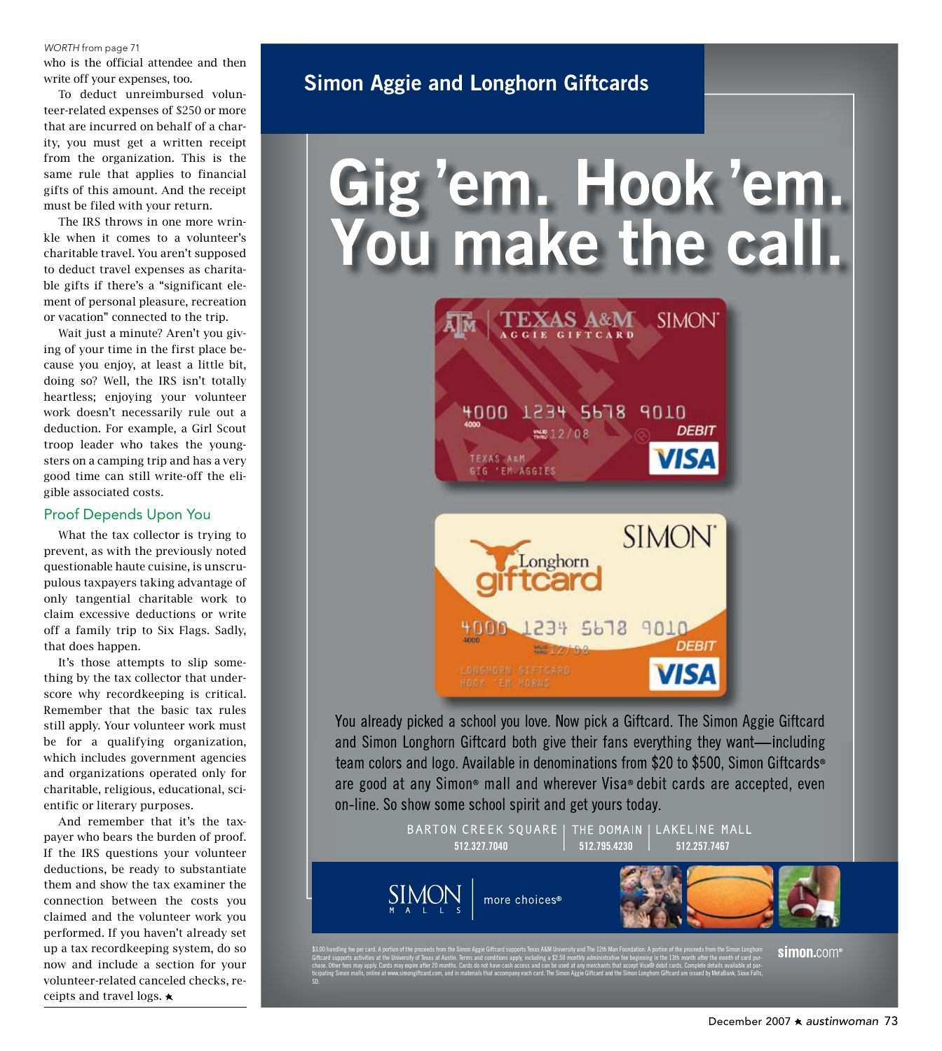*WORTH* from page 71

who is the official attendee and then write off your expenses, too.

To deduct unreimbursed volunteer-related expenses of $250 or more that are incurred on behalf of a charity, you must get a written receipt from the organization. This is the same rule that applies to financial gifts of this amount. And the receipt must be filed with your return.

The IRS throws in one more wrinkle when it comes to a volunteer's charitable travel. You aren't supposed to deduct travel expenses as charitable gifts if there's a "significant element of personal pleasure, recreation or vacation" connected to the trip.

Wait just a minute? Aren't you giving of your time in the first place because you enjoy, at least a little bit, doing so? Well, the IRS isn't totally heartless; enjoying your volunteer work doesn't necessarily rule out a deduction. For example, a Girl Scout troop leader who takes the youngsters on a camping trip and has a very good time can still write-off the eligible associated costs.

## Proof Depends Upon You

What the tax collector is trying to prevent, as with the previously noted questionable haute cuisine, is unscrupulous taxpayers taking advantage of only tangential charitable work to claim excessive deductions or write off a family trip to Six Flags. Sadly, that does happen.

It's those attempts to slip something by the tax collector that underscore why recordkeeping is critical. Remember that the basic tax rules still apply. Your volunteer work must be for a qualifying organization, which includes government agencies and organizations operated only for charitable, religious, educational, scientific or literary purposes.

And remember that it's the taxpayer who bears the burden of proof. If the IRS questions your volunteer deductions, be ready to substantiate them and show the tax examiner the connection between the costs you claimed and the volunteer work you performed. If you haven't already set up a tax recordkeeping system, do so now and include a section for your volunteer-related canceled checks, receipts and travel logs. ★

**Simon Aggie and Longhorn Giftcards**

# Gig 'em. Hook 'em. You make the call.

You already picked a school you love. Now pick a Giftcard. The Simon Aggie Giftcard and Simon Longhorn Giftcard both give their fans everything they want—including team colors and logo. Available in denominations from $20 to $500, Simon Giftcards® are good at any Simon® mall and wherever Visa® debit cards are accepted, even on-line. So show some school spirit and get yours today.

BARTON CREEK SQUARE 512.327.7040 | THE DOMAIN 512.795.4230 | LAKELINE MALL 512.257.7467

SIMON MALLS | more choices®

$3.00 handling fee per card. A portion of the proceeds from the Simon Aggie Giftcard supports Texas A&M University and The 12th Man Foundation. A portion of the proceeds from the Simon Longhorn Giftcard supports activities at the University of Texas at Austin. Terms and conditions apply, including a $2.50 monthly administrative fee beginning in the 13th month after the month of card purchase. Other fees may apply. Cards may expire after 20 months. Cards do not have cash access and can be used at any merchants that accept Visa® debit cards. Complete details available at participating Simon malls, online at www.simongiftcard.com, and in materials that accompany each card. The Simon Aggie Giftcard and the Simon Longhorn Giftcard are issued by MetaBank, Sioux Falls, SD.

simon.com®